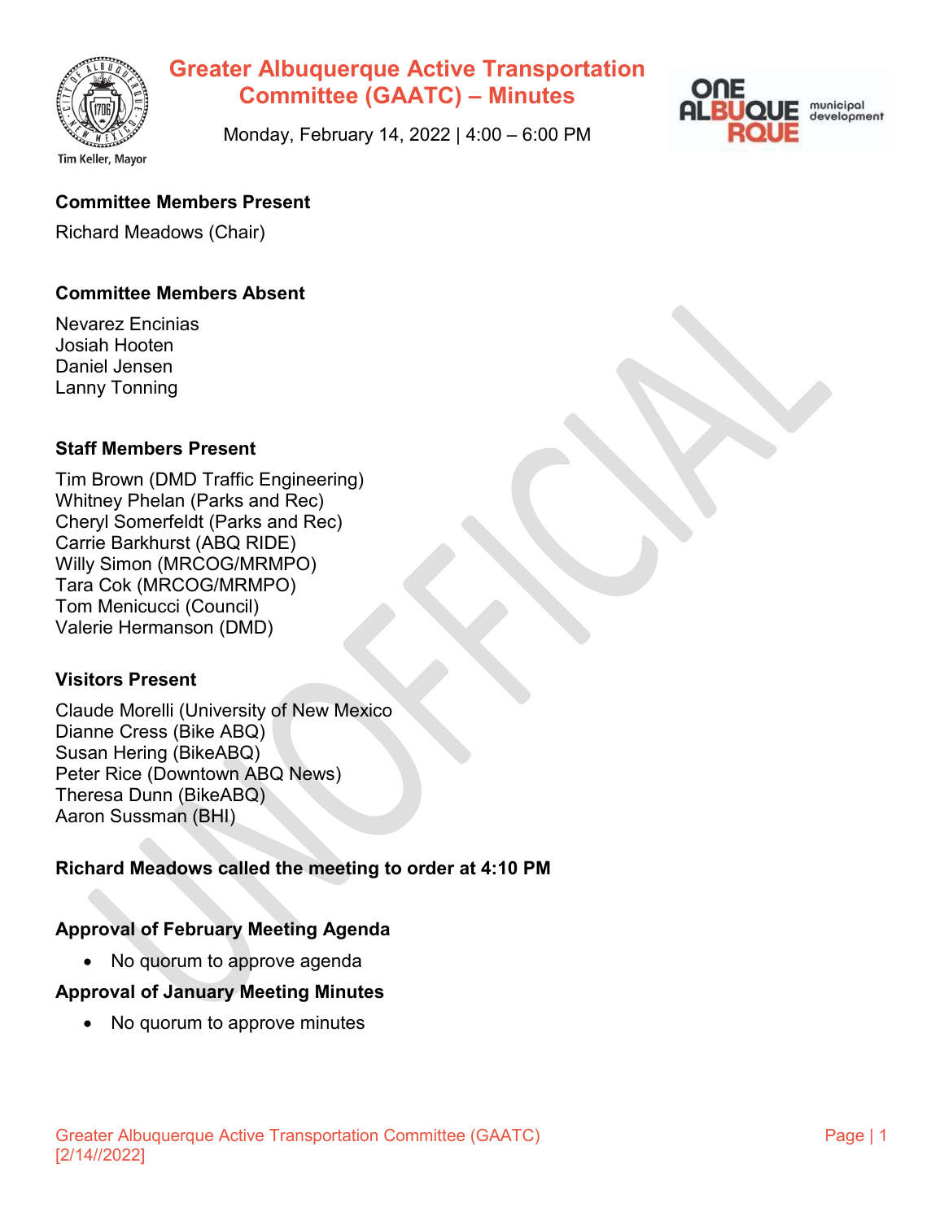# Greater Albuquerque Active Transportation Committee (GAATC) – Minutes

Monday, February 14, 2022 | 4:00 – 6:00 PM

Tim Keller, Mayor

ONE ALBUQUERQUE municipal development

### Committee Members Present

Richard Meadows (Chair)

### Committee Members Absent

Nevarez Encinias
Josiah Hooten
Daniel Jensen
Lanny Tonning

### Staff Members Present

Tim Brown (DMD Traffic Engineering)
Whitney Phelan (Parks and Rec)
Cheryl Somerfeldt (Parks and Rec)
Carrie Barkhurst (ABQ RIDE)
Willy Simon (MRCOG/MRMPO)
Tara Cok (MRCOG/MRMPO)
Tom Menicucci (Council)
Valerie Hermanson (DMD)

### Visitors Present

Claude Morelli (University of New Mexico
Dianne Cress (Bike ABQ)
Susan Hering (BikeABQ)
Peter Rice (Downtown ABQ News)
Theresa Dunn (BikeABQ)
Aaron Sussman (BHI)

**Richard Meadows called the meeting to order at 4:10 PM**

### Approval of February Meeting Agenda

- No quorum to approve agenda

### Approval of January Meeting Minutes

- No quorum to approve minutes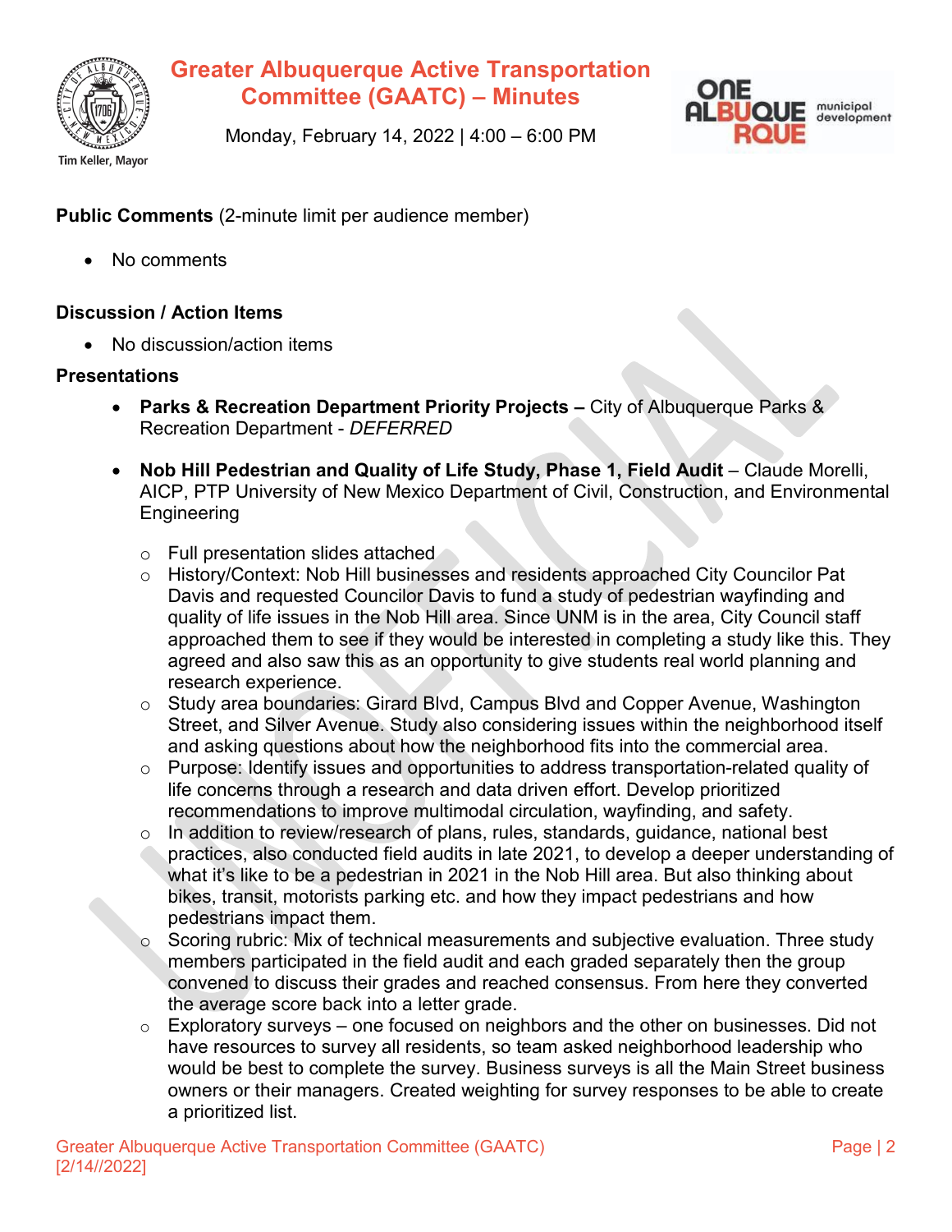**Public Comments** (2-minute limit per audience member)

- No comments

**Discussion / Action Items**

- No discussion/action items

**Presentations**

- **Parks & Recreation Department Priority Projects –** City of Albuquerque Parks & Recreation Department - *DEFERRED*

- **Nob Hill Pedestrian and Quality of Life Study, Phase 1, Field Audit** – Claude Morelli, AICP, PTP University of New Mexico Department of Civil, Construction, and Environmental Engineering
  - Full presentation slides attached
  - History/Context: Nob Hill businesses and residents approached City Councilor Pat Davis and requested Councilor Davis to fund a study of pedestrian wayfinding and quality of life issues in the Nob Hill area. Since UNM is in the area, City Council staff approached them to see if they would be interested in completing a study like this. They agreed and also saw this as an opportunity to give students real world planning and research experience.
  - Study area boundaries: Girard Blvd, Campus Blvd and Copper Avenue, Washington Street, and Silver Avenue. Study also considering issues within the neighborhood itself and asking questions about how the neighborhood fits into the commercial area.
  - Purpose: Identify issues and opportunities to address transportation-related quality of life concerns through a research and data driven effort. Develop prioritized recommendations to improve multimodal circulation, wayfinding, and safety.
  - In addition to review/research of plans, rules, standards, guidance, national best practices, also conducted field audits in late 2021, to develop a deeper understanding of what it's like to be a pedestrian in 2021 in the Nob Hill area. But also thinking about bikes, transit, motorists parking etc. and how they impact pedestrians and how pedestrians impact them.
  - Scoring rubric: Mix of technical measurements and subjective evaluation. Three study members participated in the field audit and each graded separately then the group convened to discuss their grades and reached consensus. From here they converted the average score back into a letter grade.
  - Exploratory surveys – one focused on neighbors and the other on businesses. Did not have resources to survey all residents, so team asked neighborhood leadership who would be best to complete the survey. Business surveys is all the Main Street business owners or their managers. Created weighting for survey responses to be able to create a prioritized list.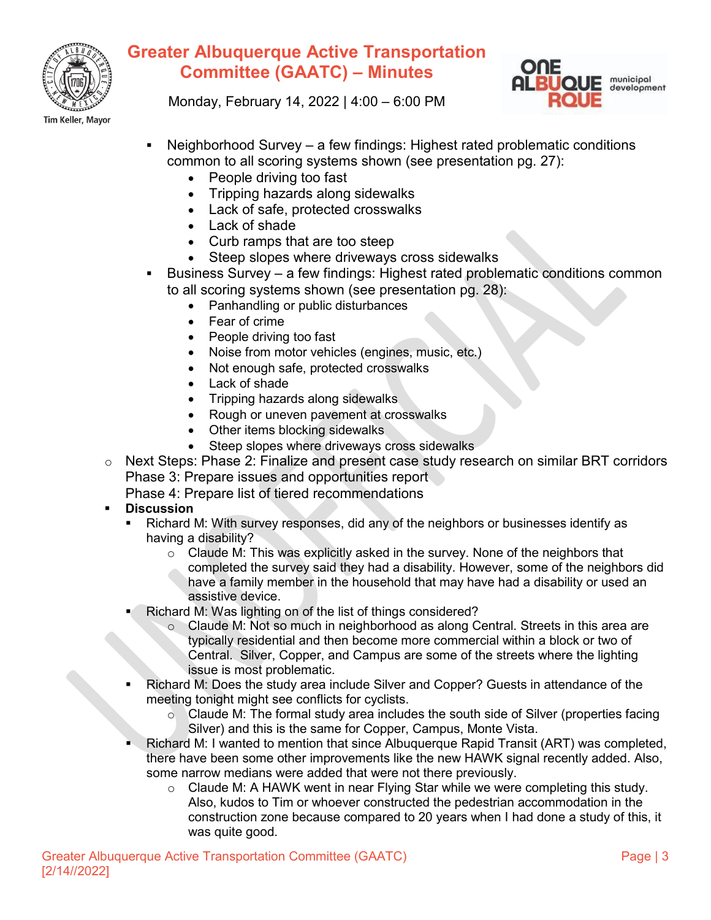- Neighborhood Survey – a few findings: Highest rated problematic conditions common to all scoring systems shown (see presentation pg. 27):
  - People driving too fast
  - Tripping hazards along sidewalks
  - Lack of safe, protected crosswalks
  - Lack of shade
  - Curb ramps that are too steep
  - Steep slopes where driveways cross sidewalks
- Business Survey – a few findings: Highest rated problematic conditions common to all scoring systems shown (see presentation pg. 28):
  - Panhandling or public disturbances
  - Fear of crime
  - People driving too fast
  - Noise from motor vehicles (engines, music, etc.)
  - Not enough safe, protected crosswalks
  - Lack of shade
  - Tripping hazards along sidewalks
  - Rough or uneven pavement at crosswalks
  - Other items blocking sidewalks
  - Steep slopes where driveways cross sidewalks

- Next Steps: Phase 2: Finalize and present case study research on similar BRT corridors
  Phase 3: Prepare issues and opportunities report
  Phase 4: Prepare list of tiered recommendations

- **Discussion**
  - Richard M: With survey responses, did any of the neighbors or businesses identify as having a disability?
    - Claude M: This was explicitly asked in the survey. None of the neighbors that completed the survey said they had a disability. However, some of the neighbors did have a family member in the household that may have had a disability or used an assistive device.
  - Richard M: Was lighting on of the list of things considered?
    - Claude M: Not so much in neighborhood as along Central. Streets in this area are typically residential and then become more commercial within a block or two of Central. Silver, Copper, and Campus are some of the streets where the lighting issue is most problematic.
  - Richard M: Does the study area include Silver and Copper? Guests in attendance of the meeting tonight might see conflicts for cyclists.
    - Claude M: The formal study area includes the south side of Silver (properties facing Silver) and this is the same for Copper, Campus, Monte Vista.
  - Richard M: I wanted to mention that since Albuquerque Rapid Transit (ART) was completed, there have been some other improvements like the new HAWK signal recently added. Also, some narrow medians were added that were not there previously.
    - Claude M: A HAWK went in near Flying Star while we were completing this study. Also, kudos to Tim or whoever constructed the pedestrian accommodation in the construction zone because compared to 20 years when I had done a study of this, it was quite good.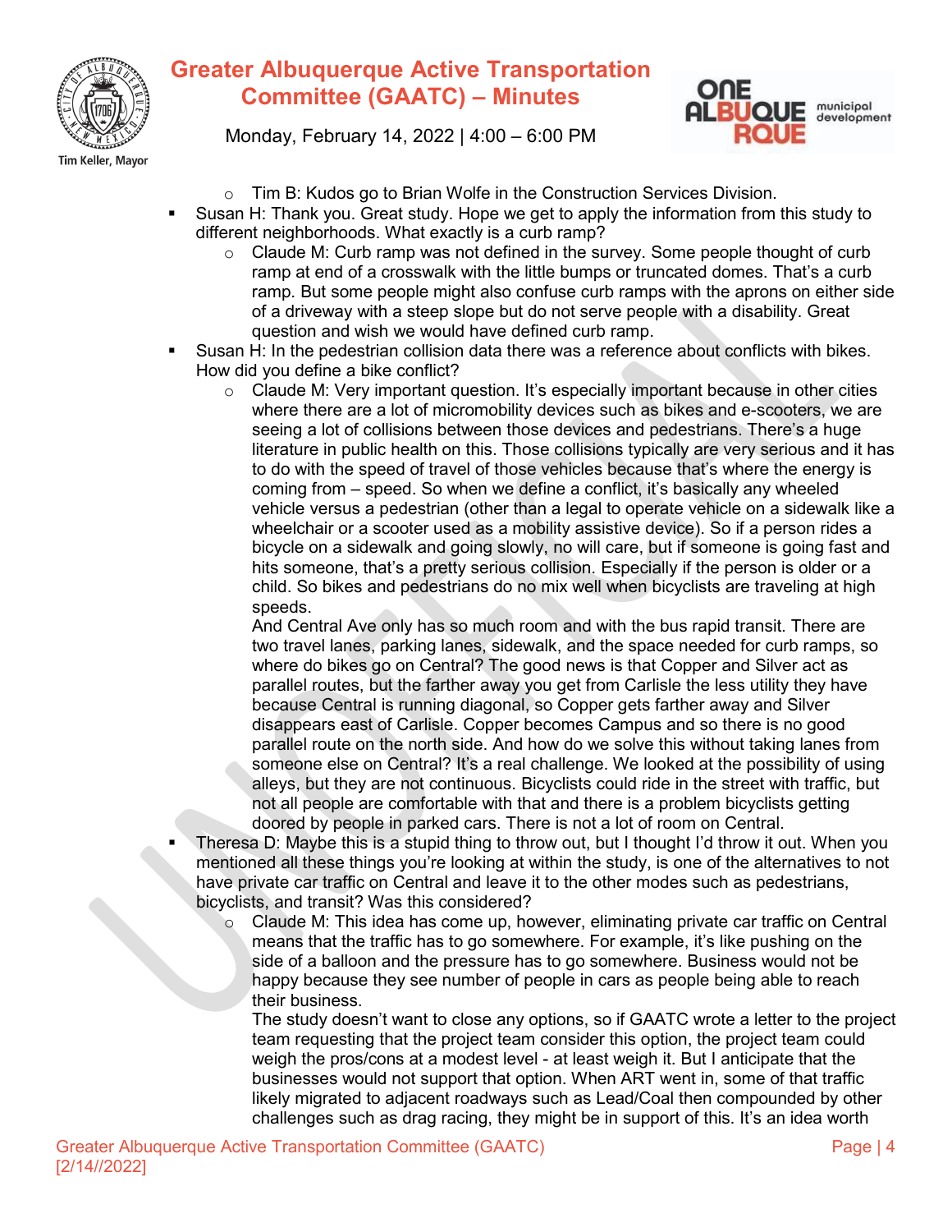- Tim B: Kudos go to Brian Wolfe in the Construction Services Division.
- Susan H: Thank you. Great study. Hope we get to apply the information from this study to different neighborhoods. What exactly is a curb ramp?
  - Claude M: Curb ramp was not defined in the survey. Some people thought of curb ramp at end of a crosswalk with the little bumps or truncated domes. That's a curb ramp. But some people might also confuse curb ramps with the aprons on either side of a driveway with a steep slope but do not serve people with a disability. Great question and wish we would have defined curb ramp.
- Susan H: In the pedestrian collision data there was a reference about conflicts with bikes. How did you define a bike conflict?
  - Claude M: Very important question. It's especially important because in other cities where there are a lot of micromobility devices such as bikes and e-scooters, we are seeing a lot of collisions between those devices and pedestrians. There's a huge literature in public health on this. Those collisions typically are very serious and it has to do with the speed of travel of those vehicles because that's where the energy is coming from – speed. So when we define a conflict, it's basically any wheeled vehicle versus a pedestrian (other than a legal to operate vehicle on a sidewalk like a wheelchair or a scooter used as a mobility assistive device). So if a person rides a bicycle on a sidewalk and going slowly, no will care, but if someone is going fast and hits someone, that's a pretty serious collision. Especially if the person is older or a child. So bikes and pedestrians do no mix well when bicyclists are traveling at high speeds.

    And Central Ave only has so much room and with the bus rapid transit. There are two travel lanes, parking lanes, sidewalk, and the space needed for curb ramps, so where do bikes go on Central? The good news is that Copper and Silver act as parallel routes, but the farther away you get from Carlisle the less utility they have because Central is running diagonal, so Copper gets farther away and Silver disappears east of Carlisle. Copper becomes Campus and so there is no good parallel route on the north side. And how do we solve this without taking lanes from someone else on Central? It's a real challenge. We looked at the possibility of using alleys, but they are not continuous. Bicyclists could ride in the street with traffic, but not all people are comfortable with that and there is a problem bicyclists getting doored by people in parked cars. There is not a lot of room on Central.
- Theresa D: Maybe this is a stupid thing to throw out, but I thought I'd throw it out. When you mentioned all these things you're looking at within the study, is one of the alternatives to not have private car traffic on Central and leave it to the other modes such as pedestrians, bicyclists, and transit? Was this considered?
  - Claude M: This idea has come up, however, eliminating private car traffic on Central means that the traffic has to go somewhere. For example, it's like pushing on the side of a balloon and the pressure has to go somewhere. Business would not be happy because they see number of people in cars as people being able to reach their business.

    The study doesn't want to close any options, so if GAATC wrote a letter to the project team requesting that the project team consider this option, the project team could weigh the pros/cons at a modest level - at least weigh it. But I anticipate that the businesses would not support that option. When ART went in, some of that traffic likely migrated to adjacent roadways such as Lead/Coal then compounded by other challenges such as drag racing, they might be in support of this. It's an idea worth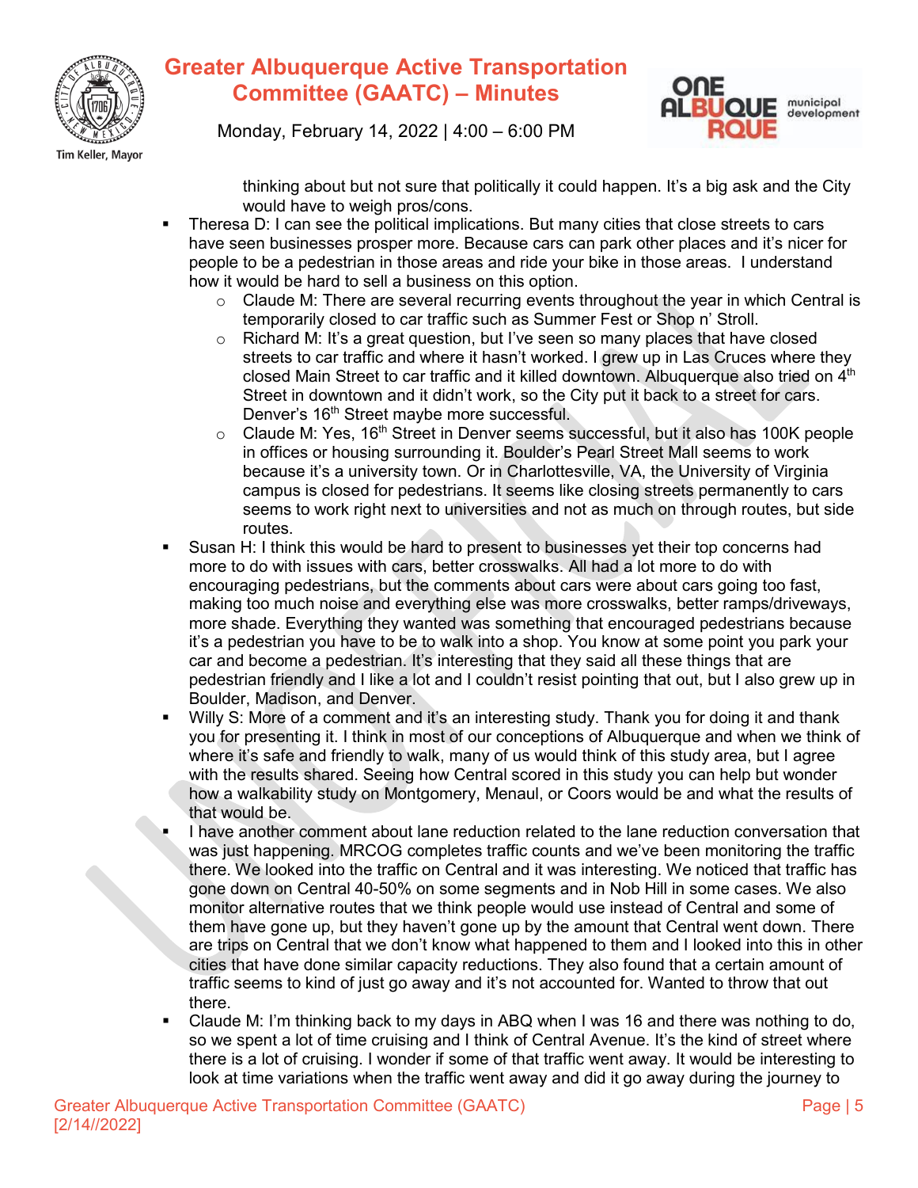thinking about but not sure that politically it could happen. It's a big ask and the City would have to weigh pros/cons.

- Theresa D: I can see the political implications. But many cities that close streets to cars have seen businesses prosper more. Because cars can park other places and it's nicer for people to be a pedestrian in those areas and ride your bike in those areas. I understand how it would be hard to sell a business on this option.
  - Claude M: There are several recurring events throughout the year in which Central is temporarily closed to car traffic such as Summer Fest or Shop n' Stroll.
  - Richard M: It's a great question, but I've seen so many places that have closed streets to car traffic and where it hasn't worked. I grew up in Las Cruces where they closed Main Street to car traffic and it killed downtown. Albuquerque also tried on 4th Street in downtown and it didn't work, so the City put it back to a street for cars. Denver's 16th Street maybe more successful.
  - Claude M: Yes, 16th Street in Denver seems successful, but it also has 100K people in offices or housing surrounding it. Boulder's Pearl Street Mall seems to work because it's a university town. Or in Charlottesville, VA, the University of Virginia campus is closed for pedestrians. It seems like closing streets permanently to cars seems to work right next to universities and not as much on through routes, but side routes.
- Susan H: I think this would be hard to present to businesses yet their top concerns had more to do with issues with cars, better crosswalks. All had a lot more to do with encouraging pedestrians, but the comments about cars were about cars going too fast, making too much noise and everything else was more crosswalks, better ramps/driveways, more shade. Everything they wanted was something that encouraged pedestrians because it's a pedestrian you have to be to walk into a shop. You know at some point you park your car and become a pedestrian. It's interesting that they said all these things that are pedestrian friendly and I like a lot and I couldn't resist pointing that out, but I also grew up in Boulder, Madison, and Denver.
- Willy S: More of a comment and it's an interesting study. Thank you for doing it and thank you for presenting it. I think in most of our conceptions of Albuquerque and when we think of where it's safe and friendly to walk, many of us would think of this study area, but I agree with the results shared. Seeing how Central scored in this study you can help but wonder how a walkability study on Montgomery, Menaul, or Coors would be and what the results of that would be.
- I have another comment about lane reduction related to the lane reduction conversation that was just happening. MRCOG completes traffic counts and we've been monitoring the traffic there. We looked into the traffic on Central and it was interesting. We noticed that traffic has gone down on Central 40-50% on some segments and in Nob Hill in some cases. We also monitor alternative routes that we think people would use instead of Central and some of them have gone up, but they haven't gone up by the amount that Central went down. There are trips on Central that we don't know what happened to them and I looked into this in other cities that have done similar capacity reductions. They also found that a certain amount of traffic seems to kind of just go away and it's not accounted for. Wanted to throw that out there.
- Claude M: I'm thinking back to my days in ABQ when I was 16 and there was nothing to do, so we spent a lot of time cruising and I think of Central Avenue. It's the kind of street where there is a lot of cruising. I wonder if some of that traffic went away. It would be interesting to look at time variations when the traffic went away and did it go away during the journey to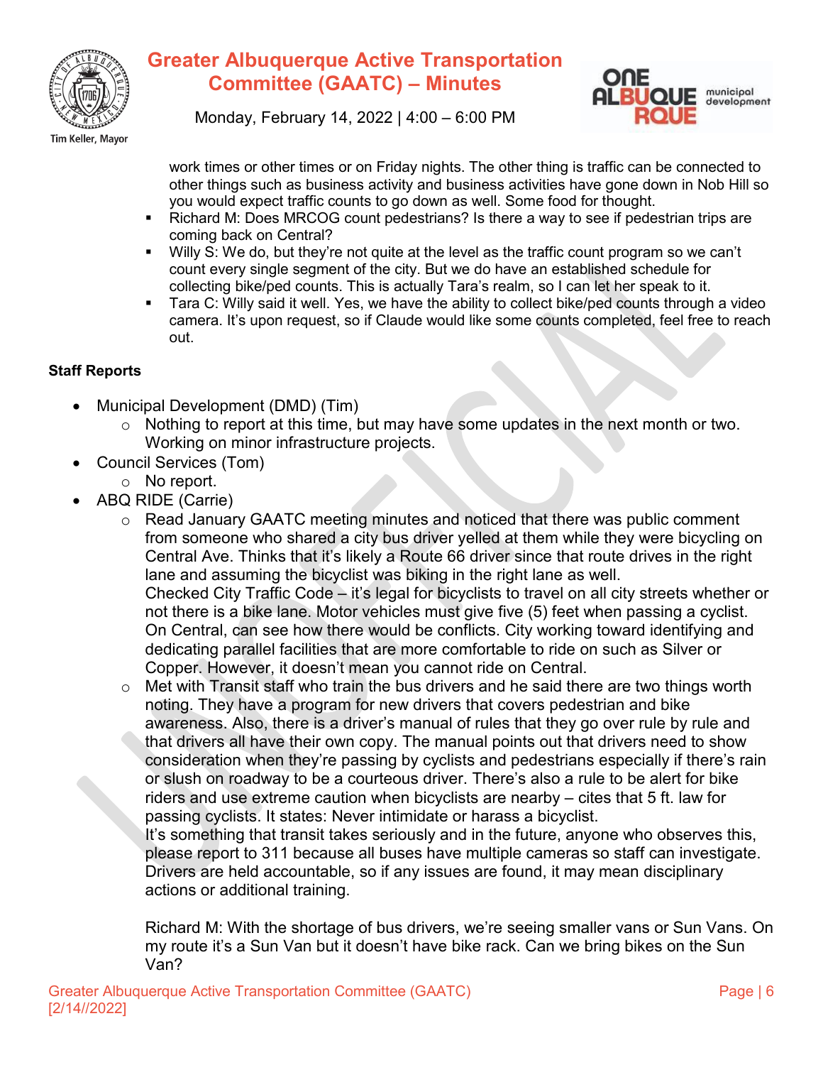work times or other times or on Friday nights. The other thing is traffic can be connected to other things such as business activity and business activities have gone down in Nob Hill so you would expect traffic counts to go down as well. Some food for thought.

- Richard M: Does MRCOG count pedestrians? Is there a way to see if pedestrian trips are coming back on Central?
- Willy S: We do, but they're not quite at the level as the traffic count program so we can't count every single segment of the city. But we do have an established schedule for collecting bike/ped counts. This is actually Tara's realm, so I can let her speak to it.
- Tara C: Willy said it well. Yes, we have the ability to collect bike/ped counts through a video camera. It's upon request, so if Claude would like some counts completed, feel free to reach out.

**Staff Reports**

- Municipal Development (DMD) (Tim)
  - Nothing to report at this time, but may have some updates in the next month or two. Working on minor infrastructure projects.
- Council Services (Tom)
  - No report.
- ABQ RIDE (Carrie)
  - Read January GAATC meeting minutes and noticed that there was public comment from someone who shared a city bus driver yelled at them while they were bicycling on Central Ave. Thinks that it's likely a Route 66 driver since that route drives in the right lane and assuming the bicyclist was biking in the right lane as well.
    Checked City Traffic Code – it's legal for bicyclists to travel on all city streets whether or not there is a bike lane. Motor vehicles must give five (5) feet when passing a cyclist. On Central, can see how there would be conflicts. City working toward identifying and dedicating parallel facilities that are more comfortable to ride on such as Silver or Copper. However, it doesn't mean you cannot ride on Central.
  - Met with Transit staff who train the bus drivers and he said there are two things worth noting. They have a program for new drivers that covers pedestrian and bike awareness. Also, there is a driver's manual of rules that they go over rule by rule and that drivers all have their own copy. The manual points out that drivers need to show consideration when they're passing by cyclists and pedestrians especially if there's rain or slush on roadway to be a courteous driver. There's also a rule to be alert for bike riders and use extreme caution when bicyclists are nearby – cites that 5 ft. law for passing cyclists. It states: Never intimidate or harass a bicyclist.
    It's something that transit takes seriously and in the future, anyone who observes this, please report to 311 because all buses have multiple cameras so staff can investigate. Drivers are held accountable, so if any issues are found, it may mean disciplinary actions or additional training.

    Richard M: With the shortage of bus drivers, we're seeing smaller vans or Sun Vans. On my route it's a Sun Van but it doesn't have bike rack. Can we bring bikes on the Sun Van?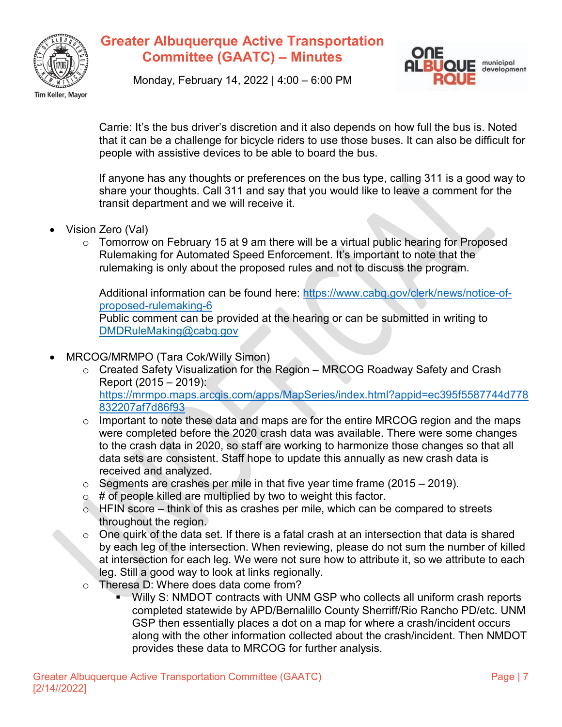Carrie: It's the bus driver's discretion and it also depends on how full the bus is. Noted that it can be a challenge for bicycle riders to use those buses. It can also be difficult for people with assistive devices to be able to board the bus.

If anyone has any thoughts or preferences on the bus type, calling 311 is a good way to share your thoughts. Call 311 and say that you would like to leave a comment for the transit department and we will receive it.

- Vision Zero (Val)
  - Tomorrow on February 15 at 9 am there will be a virtual public hearing for Proposed Rulemaking for Automated Speed Enforcement. It's important to note that the rulemaking is only about the proposed rules and not to discuss the program.

    Additional information can be found here: https://www.cabq.gov/clerk/news/notice-of-proposed-rulemaking-6
    Public comment can be provided at the hearing or can be submitted in writing to DMDRuleMaking@cabq.gov

- MRCOG/MRMPO (Tara Cok/Willy Simon)
  - Created Safety Visualization for the Region – MRCOG Roadway Safety and Crash Report (2015 – 2019): https://mrmpo.maps.arcgis.com/apps/MapSeries/index.html?appid=ec395f5587744d778832207af7d86f93
  - Important to note these data and maps are for the entire MRCOG region and the maps were completed before the 2020 crash data was available. There were some changes to the crash data in 2020, so staff are working to harmonize those changes so that all data sets are consistent. Staff hope to update this annually as new crash data is received and analyzed.
  - Segments are crashes per mile in that five year time frame (2015 – 2019).
  - # of people killed are multiplied by two to weight this factor.
  - HFIN score – think of this as crashes per mile, which can be compared to streets throughout the region.
  - One quirk of the data set. If there is a fatal crash at an intersection that data is shared by each leg of the intersection. When reviewing, please do not sum the number of killed at intersection for each leg. We were not sure how to attribute it, so we attribute to each leg. Still a good way to look at links regionally.
  - Theresa D: Where does data come from?
    - Willy S: NMDOT contracts with UNM GSP who collects all uniform crash reports completed statewide by APD/Bernalillo County Sherriff/Rio Rancho PD/etc. UNM GSP then essentially places a dot on a map for where a crash/incident occurs along with the other information collected about the crash/incident. Then NMDOT provides these data to MRCOG for further analysis.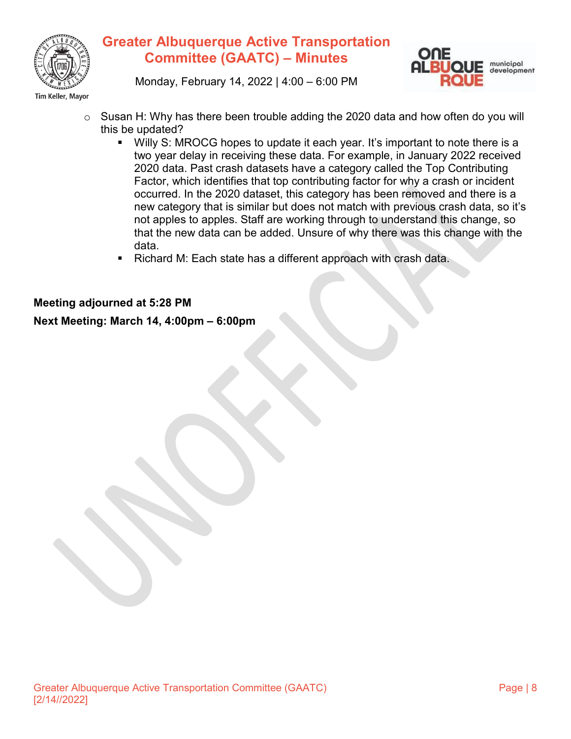- Susan H: Why has there been trouble adding the 2020 data and how often do you will this be updated?
    - Willy S: MROCG hopes to update it each year. It's important to note there is a two year delay in receiving these data. For example, in January 2022 received 2020 data. Past crash datasets have a category called the Top Contributing Factor, which identifies that top contributing factor for why a crash or incident occurred. In the 2020 dataset, this category has been removed and there is a new category that is similar but does not match with previous crash data, so it's not apples to apples. Staff are working through to understand this change, so that the new data can be added. Unsure of why there was this change with the data.
    - Richard M: Each state has a different approach with crash data.

**Meeting adjourned at 5:28 PM**

**Next Meeting: March 14, 4:00pm – 6:00pm**